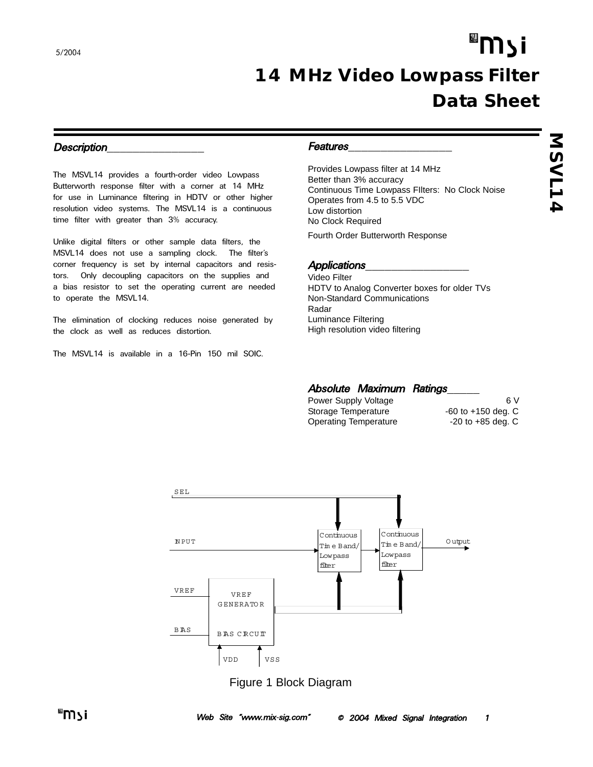5/2004

# 14 MHz Video Lowpass Filter Data Sheet

MSVL14

## Description

The MSVL14 provides a fourth-order video Lowpass Butterworth response filter with a corner at 14 MHz for use in Luminance filtering in HDTV or other higher resolution video systems. The MSVL14 is a continuous time filter with greater than 3% accuracy.

Unlike digital filters or other sample data filters, the MSVL14 does not use a sampling clock. The filter's corner frequency is set by internal capacitors and resistors. Only decoupling capacitors on the supplies and a bias resistor to set the operating current are needed to operate the MSVL14.

The elimination of clocking reduces noise generated by the clock as well as reduces distortion.

The MSVL14 is available in a 16-Pin 150 mil SOIC.

## Features

- Provides Lowpass filter at 14 MHz
- Better than 3% accuracy
- Continuous Time Lowpass FIlters: No Clock Noise
- Operates from 4.5 to 5.5 VDC
- Low distortion
- No Clock Required
- Fourth Order Butterworth Response

## Applications

- Video Filter
- HDTV to Analog Converter boxes for older TVs
- Non-Standard Communications
- Radar
- Luminance Filtering
- High resolution video filtering

## Absolute Maximum Ratings

| | |
|---|---|
| Power Supply Voltage | 6 V |
| Storage Temperature | -60 to +150 deg. C |
| Operating Temperature | -20 to +85 deg. C |

SEL

INPUT

Continuous Time Band/ Lowpass filter

Continuous Time Band/ Lowpass filter

Output

VREF

VREF GENERATOR

BIAS

BIAS CIRCUIT

VDD VSS

Figure 1 Block Diagram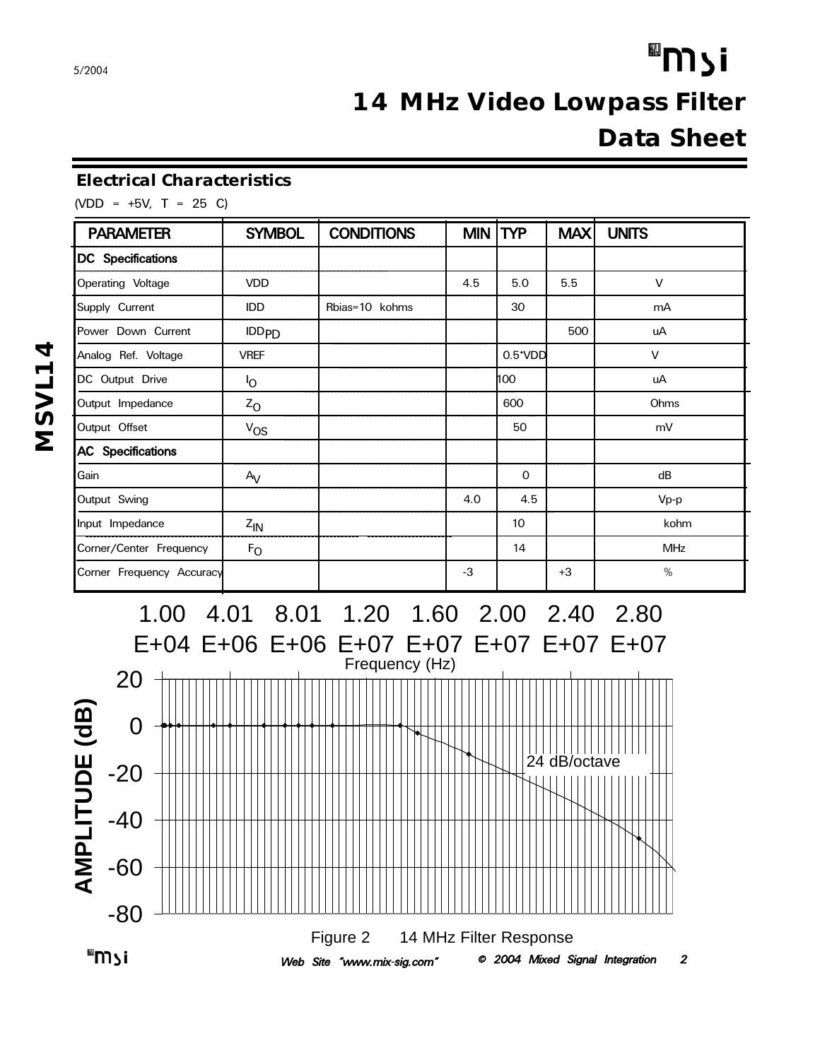# 14 MHz Video Lowpass Filter Data Sheet

## Electrical Characteristics

(VDD = +5V, T = 25 C)

| PARAMETER | SYMBOL | CONDITIONS | MIN | TYP | MAX | UNITS |
|---|---|---|---|---|---|---|
| **DC Specifications** | | | | | | |
| Operating Voltage | VDD | | 4.5 | 5.0 | 5.5 | V |
| Supply Current | IDD | Rbias=10 kohms | | 30 | | mA |
| Power Down Current | $IDD_{PD}$ | | | | 500 | uA |
| Analog Ref. Voltage | VREF | | | 0.5*VDD | | V |
| DC Output Drive | $I_O$ | | | 100 | | uA |
| Output Impedance | $Z_O$ | | | 600 | | Ohms |
| Output Offset | $V_{OS}$ | | | 50 | | mV |
| **AC Specifications** | | | | | | |
| Gain | $A_V$ | | | 0 | | dB |
| Output Swing | | | 4.0 | 4.5 | | Vp-p |
| Input Impedance | $Z_{IN}$ | | | 10 | | kohm |
| Corner/Center Frequency | $F_O$ | | | 14 | | MHz |
| Corner Frequency Accuracy | | | -3 | | +3 | % |

Figure 2 14 MHz Filter Response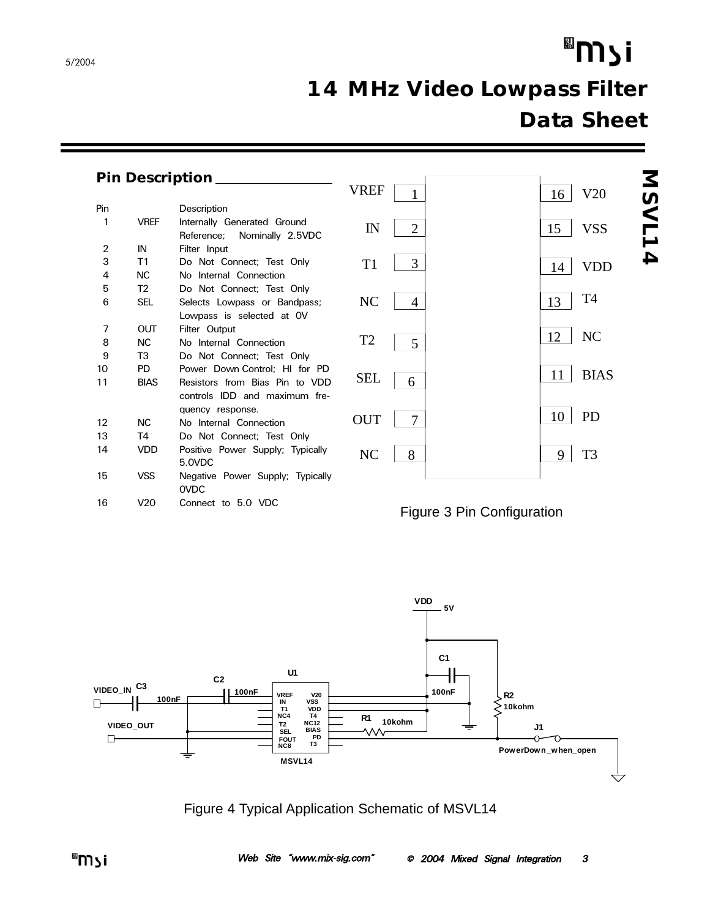## 14 MHz Video Lowpass Filter Data Sheet

### Pin Description

| Pin | | Description |
|---|---|---|
| 1 | VREF | Internally Generated Ground Reference; Nominally 2.5VDC |
| 2 | IN | Filter Input |
| 3 | T1 | Do Not Connect; Test Only |
| 4 | NC | No Internal Connection |
| 5 | T2 | Do Not Connect; Test Only |
| 6 | SEL | Selects Lowpass or Bandpass; Lowpass is selected at 0V |
| 7 | OUT | Filter Output |
| 8 | NC | No Internal Connection |
| 9 | T3 | Do Not Connect; Test Only |
| 10 | PD | Power Down Control; HI for PD |
| 11 | BIAS | Resistors from Bias Pin to VDD controls IDD and maximum frequency response. |
| 12 | NC | No Internal Connection |
| 13 | T4 | Do Not Connect; Test Only |
| 14 | VDD | Positive Power Supply; Typically 5.0VDC |
| 15 | VSS | Negative Power Supply; Typically 0VDC |
| 16 | V20 | Connect to 5.0 VDC |

Figure 3 Pin Configuration

Figure 4 Typical Application Schematic of MSVL14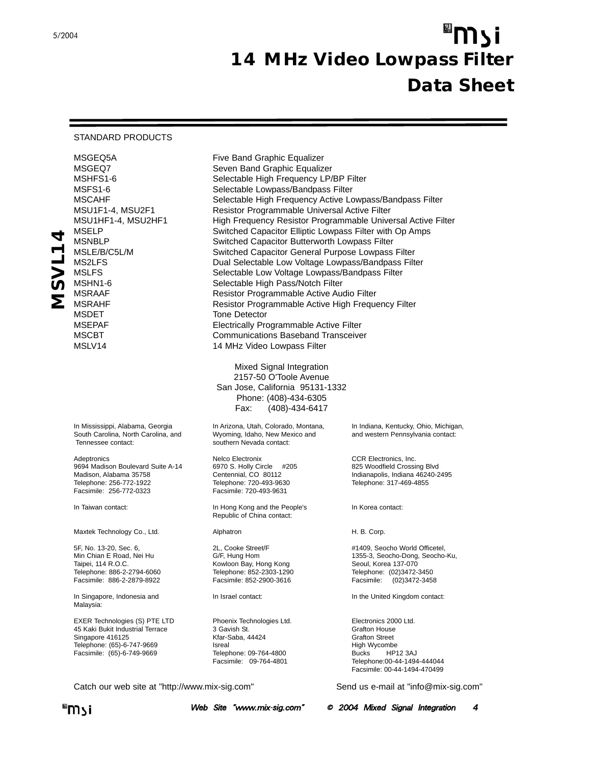5/2004

# 14 MHz Video Lowpass Filter
# Data Sheet

STANDARD PRODUCTS

| | |
|---|---|
| MSGEQ5A | Five Band Graphic Equalizer |
| MSGEQ7 | Seven Band Graphic Equalizer |
| MSHFS1-6 | Selectable High Frequency LP/BP Filter |
| MSFS1-6 | Selectable Lowpass/Bandpass Filter |
| MSCAHF | Selectable High Frequency Active Lowpass/Bandpass Filter |
| MSU1F1-4, MSU2F1 | Resistor Programmable Universal Active Filter |
| MSU1HF1-4, MSU2HF1 | High Frequency Resistor Programmable Universal Active Filter |
| MSELP | Switched Capacitor Elliptic Lowpass Filter with Op Amps |
| MSNBLP | Switched Capacitor Butterworth Lowpass Filter |
| MSLE/B/C5L/M | Switched Capacitor General Purpose Lowpass Filter |
| MS2LFS | Dual Selectable Low Voltage Lowpass/Bandpass Filter |
| MSLFS | Selectable Low Voltage Lowpass/Bandpass Filter |
| MSHN1-6 | Selectable High Pass/Notch Filter |
| MSRAAF | Resistor Programmable Active Audio Filter |
| MSRAHF | Resistor Programmable Active High Frequency Filter |
| MSDET | Tone Detector |
| MSEPAF | Electrically Programmable Active Filter |
| MSCBT | Communications Baseband Transceiver |
| MSLV14 | 14 MHz Video Lowpass Filter |

Mixed Signal Integration
2157-50 O'Toole Avenue
San Jose, California 95131-1332
Phone: (408)-434-6305
Fax: (408)-434-6417

In Mississippi, Alabama, Georgia South Carolina, North Carolina, and Tennessee contact:

Adeptronics
9694 Madison Boulevard Suite A-14
Madison, Alabama 35758
Telephone: 256-772-1922
Facsimile: 256-772-0323

In Arizona, Utah, Colorado, Montana, Wyoming, Idaho, New Mexico and southern Nevada contact:

Nelco Electronix
6970 S. Holly Circle #205
Centennial, CO 80112
Telephone: 720-493-9630
Facsimile: 720-493-9631

In Indiana, Kentucky, Ohio, Michigan, and western Pennsylvania contact:

CCR Electronics, Inc.
825 Woodfield Crossing Blvd
Indianapolis, Indiana 46240-2495
Telephone: 317-469-4855

In Taiwan contact:

Maxtek Technology Co., Ltd.

5F, No. 13-20, Sec. 6,
Min Chian E Road, Nei Hu
Taipei, 114 R.O.C.
Telephone: 886-2-2794-6060
Facsimile: 886-2-2879-8922

In Hong Kong and the People's Republic of China contact:

Alphatron

2L, Cooke Street/F
G/F, Hung Hom
Kowloon Bay, Hong Kong
Telephone: 852-2303-1290
Facsimile: 852-2900-3616

In Korea contact:

H. B. Corp.

#1409, Seocho World Officetel,
1355-3, Seocho-Dong, Seocho-Ku,
Seoul, Korea 137-070
Telephone: (02)3472-3450
Facsimile: (02)3472-3458

In Singapore, Indonesia and Malaysia:

EXER Technologies (S) PTE LTD
45 Kaki Bukit Industrial Terrace
Singapore 416125
Telephone: (65)-6-747-9669
Facsimile: (65)-6-749-9669

In Israel contact:

Phoenix Technologies Ltd.
3 Gavish St.
Kfar-Saba, 44424
Isreal
Telephone: 09-764-4800
Facsimile: 09-764-4801

In the United Kingdom contact:

Electronics 2000 Ltd.
Grafton House
Grafton Street
High Wycombe
Bucks HP12 3AJ
Telephone:00-44-1494-444044
Facsimile: 00-44-1494-470499

Catch our web site at "http://www.mix-sig.com"

Send us e-mail at "info@mix-sig.com"